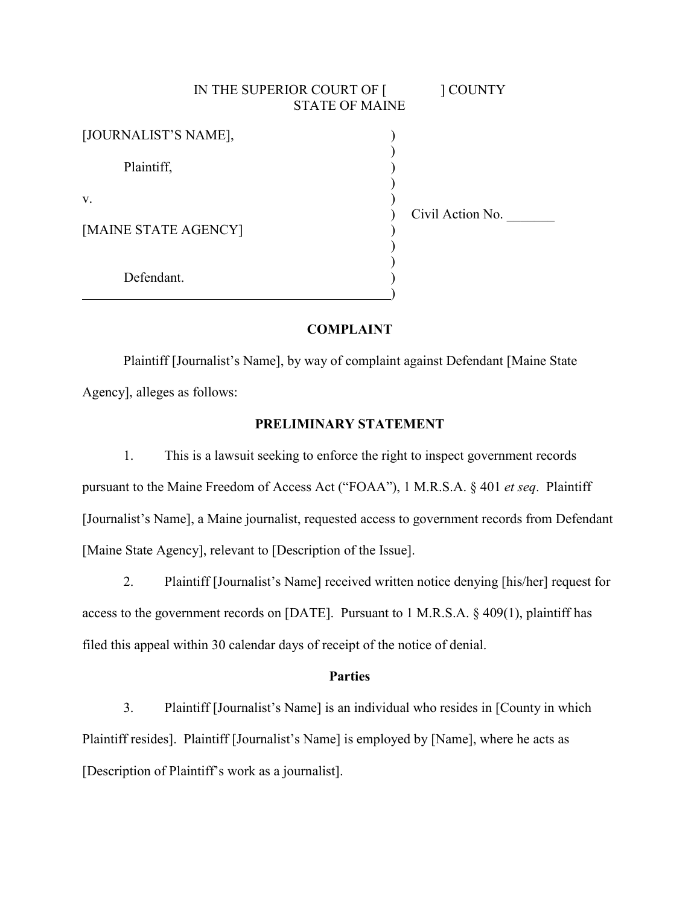IN THE SUPERIOR COURT OF [              ] COUNTY
STATE OF MAINE

[JOURNALIST'S NAME],

Plaintiff,

v.

[MAINE STATE AGENCY]

Defendant.

Civil Action No. _______

## COMPLAINT

Plaintiff [Journalist's Name], by way of complaint against Defendant [Maine State Agency], alleges as follows:

## PRELIMINARY STATEMENT

1. This is a lawsuit seeking to enforce the right to inspect government records pursuant to the Maine Freedom of Access Act ("FOAA"), 1 M.R.S.A. § 401 *et seq*. Plaintiff [Journalist's Name], a Maine journalist, requested access to government records from Defendant [Maine State Agency], relevant to [Description of the Issue].

2. Plaintiff [Journalist's Name] received written notice denying [his/her] request for access to the government records on [DATE]. Pursuant to 1 M.R.S.A. § 409(1), plaintiff has filed this appeal within 30 calendar days of receipt of the notice of denial.

### Parties

3. Plaintiff [Journalist's Name] is an individual who resides in [County in which Plaintiff resides]. Plaintiff [Journalist's Name] is employed by [Name], where he acts as [Description of Plaintiff's work as a journalist].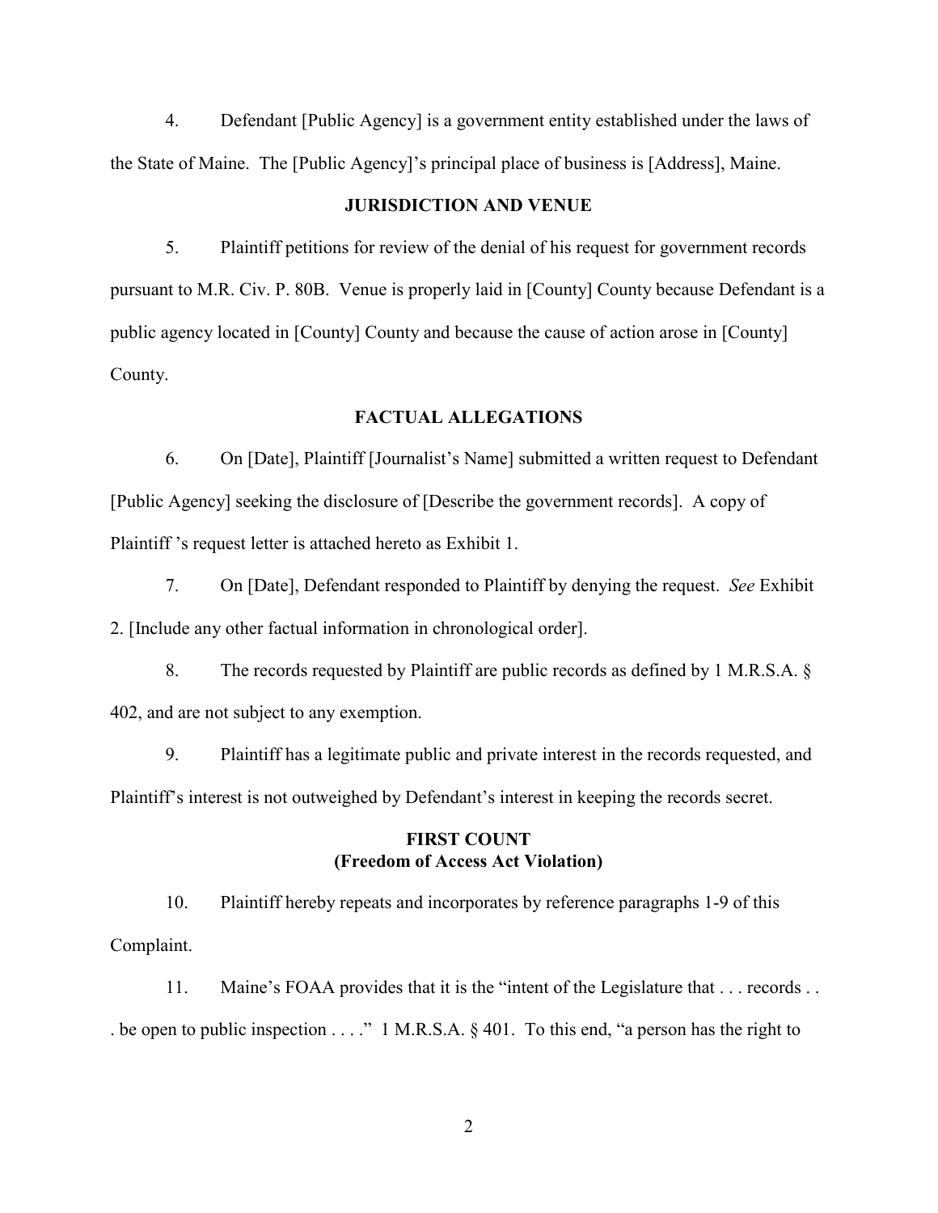4. Defendant [Public Agency] is a government entity established under the laws of the State of Maine. The [Public Agency]'s principal place of business is [Address], Maine.

**JURISDICTION AND VENUE**

5. Plaintiff petitions for review of the denial of his request for government records pursuant to M.R. Civ. P. 80B. Venue is properly laid in [County] County because Defendant is a public agency located in [County] County and because the cause of action arose in [County] County.

**FACTUAL ALLEGATIONS**

6. On [Date], Plaintiff [Journalist's Name] submitted a written request to Defendant [Public Agency] seeking the disclosure of [Describe the government records]. A copy of Plaintiff 's request letter is attached hereto as Exhibit 1.

7. On [Date], Defendant responded to Plaintiff by denying the request. *See* Exhibit 2. [Include any other factual information in chronological order].

8. The records requested by Plaintiff are public records as defined by 1 M.R.S.A. § 402, and are not subject to any exemption.

9. Plaintiff has a legitimate public and private interest in the records requested, and Plaintiff's interest is not outweighed by Defendant's interest in keeping the records secret.

**FIRST COUNT**
**(Freedom of Access Act Violation)**

10. Plaintiff hereby repeats and incorporates by reference paragraphs 1-9 of this Complaint.

11. Maine's FOAA provides that it is the "intent of the Legislature that . . . records . . . be open to public inspection . . . ." 1 M.R.S.A. § 401. To this end, "a person has the right to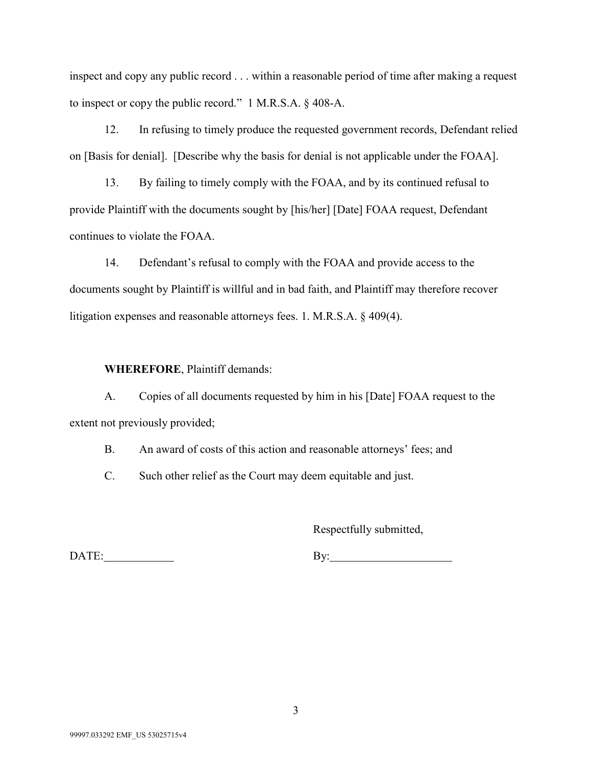inspect and copy any public record . . . within a reasonable period of time after making a request to inspect or copy the public record." 1 M.R.S.A. § 408-A.

12. In refusing to timely produce the requested government records, Defendant relied on [Basis for denial]. [Describe why the basis for denial is not applicable under the FOAA].

13. By failing to timely comply with the FOAA, and by its continued refusal to provide Plaintiff with the documents sought by [his/her] [Date] FOAA request, Defendant continues to violate the FOAA.

14. Defendant's refusal to comply with the FOAA and provide access to the documents sought by Plaintiff is willful and in bad faith, and Plaintiff may therefore recover litigation expenses and reasonable attorneys fees. 1. M.R.S.A. § 409(4).

**WHEREFORE**, Plaintiff demands:

A. Copies of all documents requested by him in his [Date] FOAA request to the extent not previously provided;

B. An award of costs of this action and reasonable attorneys' fees; and

C. Such other relief as the Court may deem equitable and just.

Respectfully submitted,

DATE:____________ By:_____________________

99997.033292 EMF_US 53025715v4